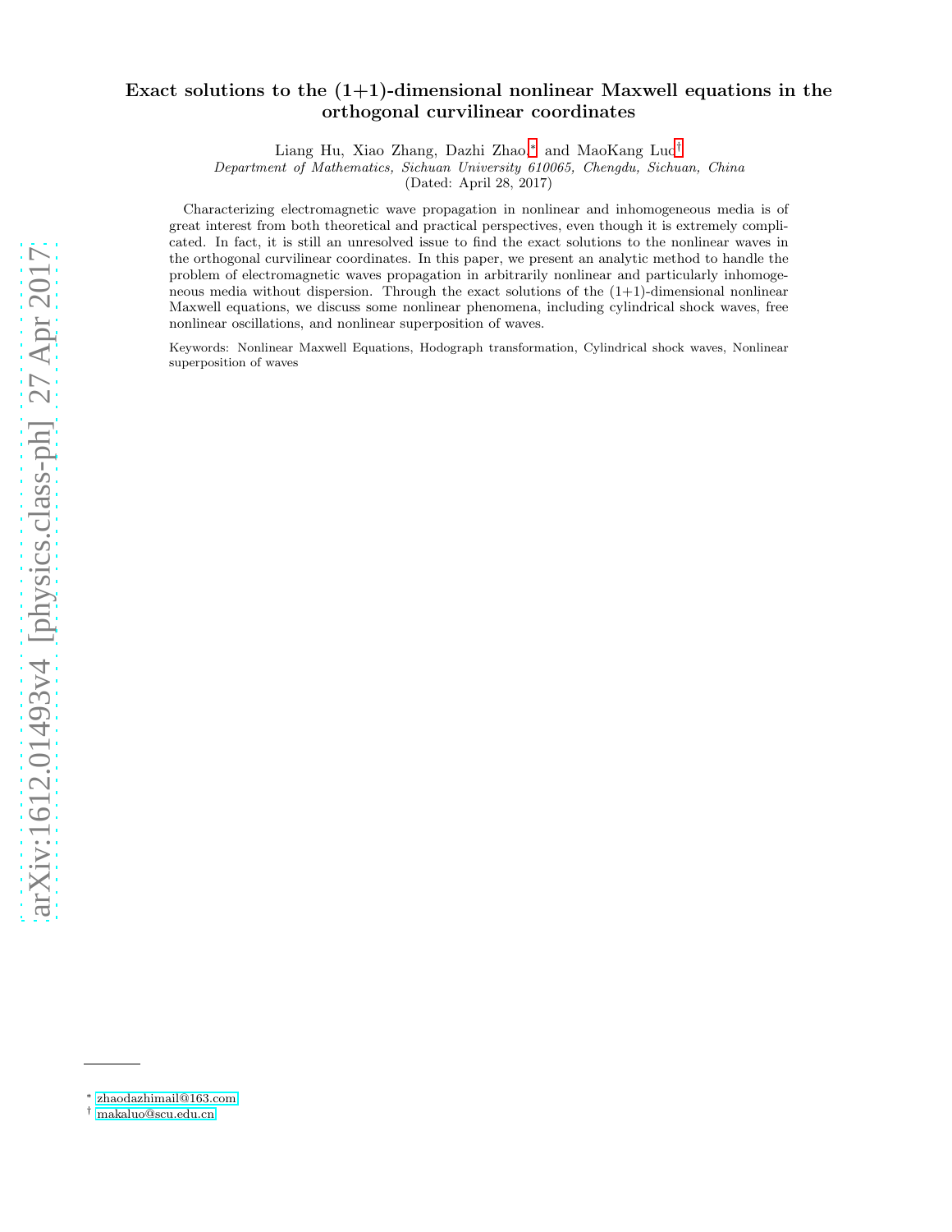# Exact solutions to the (1+1)-dimensional nonlinear Maxwell equations in the orthogonal curvilinear coordinates

Liang Hu, Xiao Zhang, Dazhi Zhao,* and MaoKang Luo†

*Department of Mathematics, Sichuan University 610065, Chengdu, Sichuan, China*

(Dated: April 28, 2017)

Characterizing electromagnetic wave propagation in nonlinear and inhomogeneous media is of great interest from both theoretical and practical perspectives, even though it is extremely complicated. In fact, it is still an unresolved issue to find the exact solutions to the nonlinear waves in the orthogonal curvilinear coordinates. In this paper, we present an analytic method to handle the problem of electromagnetic waves propagation in arbitrarily nonlinear and particularly inhomogeneous media without dispersion. Through the exact solutions of the (1+1)-dimensional nonlinear Maxwell equations, we discuss some nonlinear phenomena, including cylindrical shock waves, free nonlinear oscillations, and nonlinear superposition of waves.

Keywords: Nonlinear Maxwell Equations, Hodograph transformation, Cylindrical shock waves, Nonlinear superposition of waves

* zhaodazhimail@163.com

† makaluo@scu.edu.cn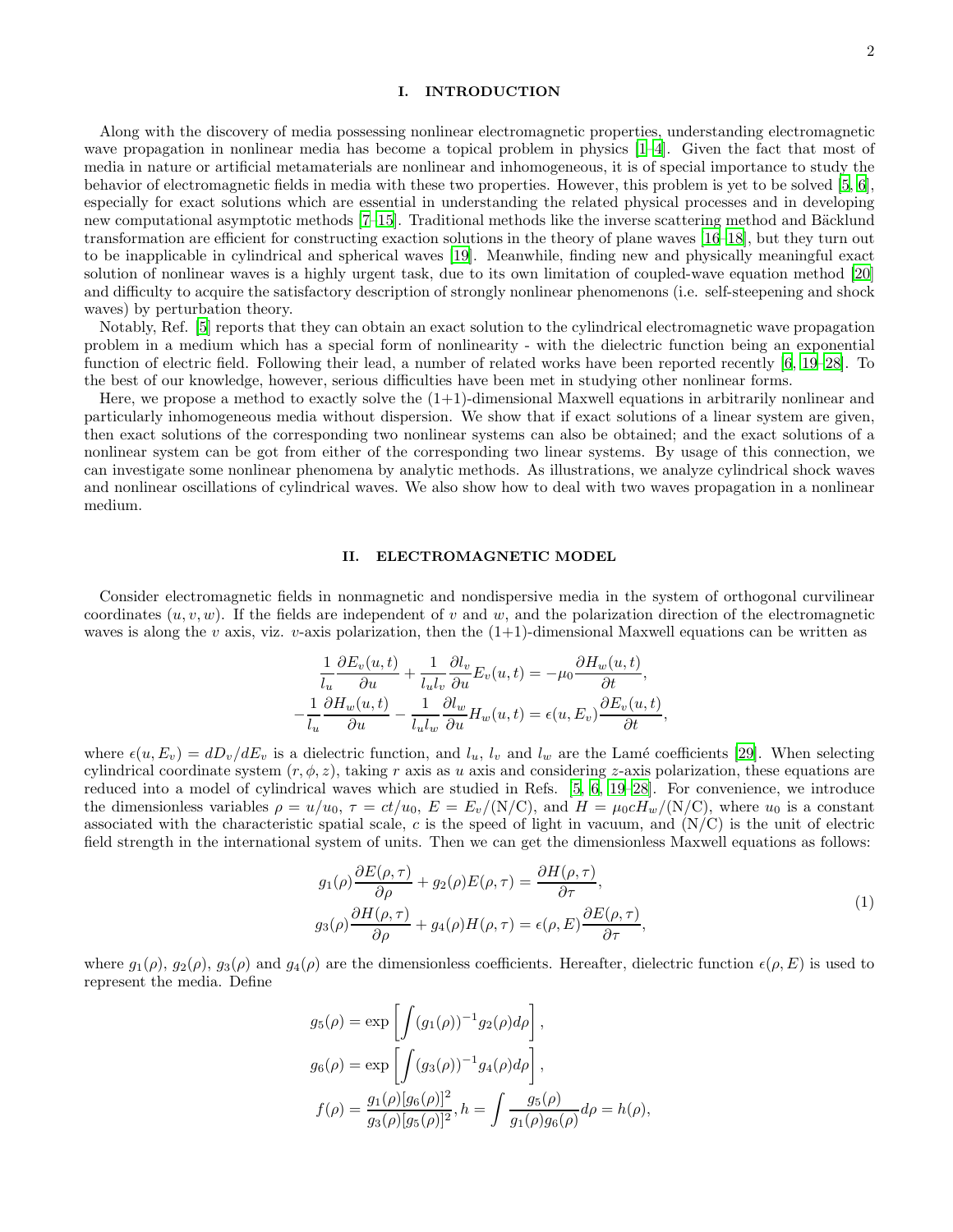## I. INTRODUCTION

Along with the discovery of media possessing nonlinear electromagnetic properties, understanding electromagnetic wave propagation in nonlinear media has become a topical problem in physics [1–4]. Given the fact that most of media in nature or artificial metamaterials are nonlinear and inhomogeneous, it is of special importance to study the behavior of electromagnetic fields in media with these two properties. However, this problem is yet to be solved [5, 6], especially for exact solutions which are essential in understanding the related physical processes and in developing new computational asymptotic methods [7–15]. Traditional methods like the inverse scattering method and Bäcklund transformation are efficient for constructing exaction solutions in the theory of plane waves [16–18], but they turn out to be inapplicable in cylindrical and spherical waves [19]. Meanwhile, finding new and physically meaningful exact solution of nonlinear waves is a highly urgent task, due to its own limitation of coupled-wave equation method [20] and difficulty to acquire the satisfactory description of strongly nonlinear phenomenons (i.e. self-steepening and shock waves) by perturbation theory.

Notably, Ref. [5] reports that they can obtain an exact solution to the cylindrical electromagnetic wave propagation problem in a medium which has a special form of nonlinearity - with the dielectric function being an exponential function of electric field. Following their lead, a number of related works have been reported recently [6, 19–28]. To the best of our knowledge, however, serious difficulties have been met in studying other nonlinear forms.

Here, we propose a method to exactly solve the (1+1)-dimensional Maxwell equations in arbitrarily nonlinear and particularly inhomogeneous media without dispersion. We show that if exact solutions of a linear system are given, then exact solutions of the corresponding two nonlinear systems can also be obtained; and the exact solutions of a nonlinear system can be got from either of the corresponding two linear systems. By usage of this connection, we can investigate some nonlinear phenomena by analytic methods. As illustrations, we analyze cylindrical shock waves and nonlinear oscillations of cylindrical waves. We also show how to deal with two waves propagation in a nonlinear medium.

## II. ELECTROMAGNETIC MODEL

Consider electromagnetic fields in nonmagnetic and nondispersive media in the system of orthogonal curvilinear coordinates $(u, v, w)$. If the fields are independent of $v$ and $w$, and the polarization direction of the electromagnetic waves is along the $v$ axis, viz. $v$-axis polarization, then the (1+1)-dimensional Maxwell equations can be written as

$$
\begin{aligned}
\frac{1}{l_u}\frac{\partial E_v(u,t)}{\partial u} + \frac{1}{l_u l_v}\frac{\partial l_v}{\partial u}E_v(u,t) &= -\mu_0 \frac{\partial H_w(u,t)}{\partial t}, \\
-\frac{1}{l_u}\frac{\partial H_w(u,t)}{\partial u} - \frac{1}{l_u l_w}\frac{\partial l_w}{\partial u}H_w(u,t) &= \epsilon(u, E_v)\frac{\partial E_v(u,t)}{\partial t},
\end{aligned}
$$

where $\epsilon(u, E_v) = dD_v/dE_v$ is a dielectric function, and $l_u$, $l_v$ and $l_w$ are the Lamé coefficients [29]. When selecting cylindrical coordinate system $(r, \phi, z)$, taking $r$ axis as $u$ axis and considering $z$-axis polarization, these equations are reduced into a model of cylindrical waves which are studied in Refs. [5, 6, 19–28]. For convenience, we introduce the dimensionless variables $\rho = u/u_0$, $\tau = ct/u_0$, $E = E_v/(\mathrm{N/C})$, and $H = \mu_0 c H_w/(\mathrm{N/C})$, where $u_0$ is a constant associated with the characteristic spatial scale, $c$ is the speed of light in vacuum, and (N/C) is the unit of electric field strength in the international system of units. Then we can get the dimensionless Maxwell equations as follows:

$$
\begin{aligned}
g_1(\rho)\frac{\partial E(\rho,\tau)}{\partial \rho} + g_2(\rho)E(\rho,\tau) &= \frac{\partial H(\rho,\tau)}{\partial \tau}, \\
g_3(\rho)\frac{\partial H(\rho,\tau)}{\partial \rho} + g_4(\rho)H(\rho,\tau) &= \epsilon(\rho, E)\frac{\partial E(\rho,\tau)}{\partial \tau},
\end{aligned}
\tag{1}
$$

where $g_1(\rho)$, $g_2(\rho)$, $g_3(\rho)$ and $g_4(\rho)$ are the dimensionless coefficients. Hereafter, dielectric function $\epsilon(\rho, E)$ is used to represent the media. Define

$$
\begin{aligned}
g_5(\rho) &= \exp\left[\int (g_1(\rho))^{-1} g_2(\rho) d\rho\right], \\
g_6(\rho) &= \exp\left[\int (g_3(\rho))^{-1} g_4(\rho) d\rho\right], \\
f(\rho) &= \frac{g_1(\rho)[g_6(\rho)]^2}{g_3(\rho)[g_5(\rho)]^2}, h = \int \frac{g_5(\rho)}{g_1(\rho)g_6(\rho)} d\rho = h(\rho),
\end{aligned}
$$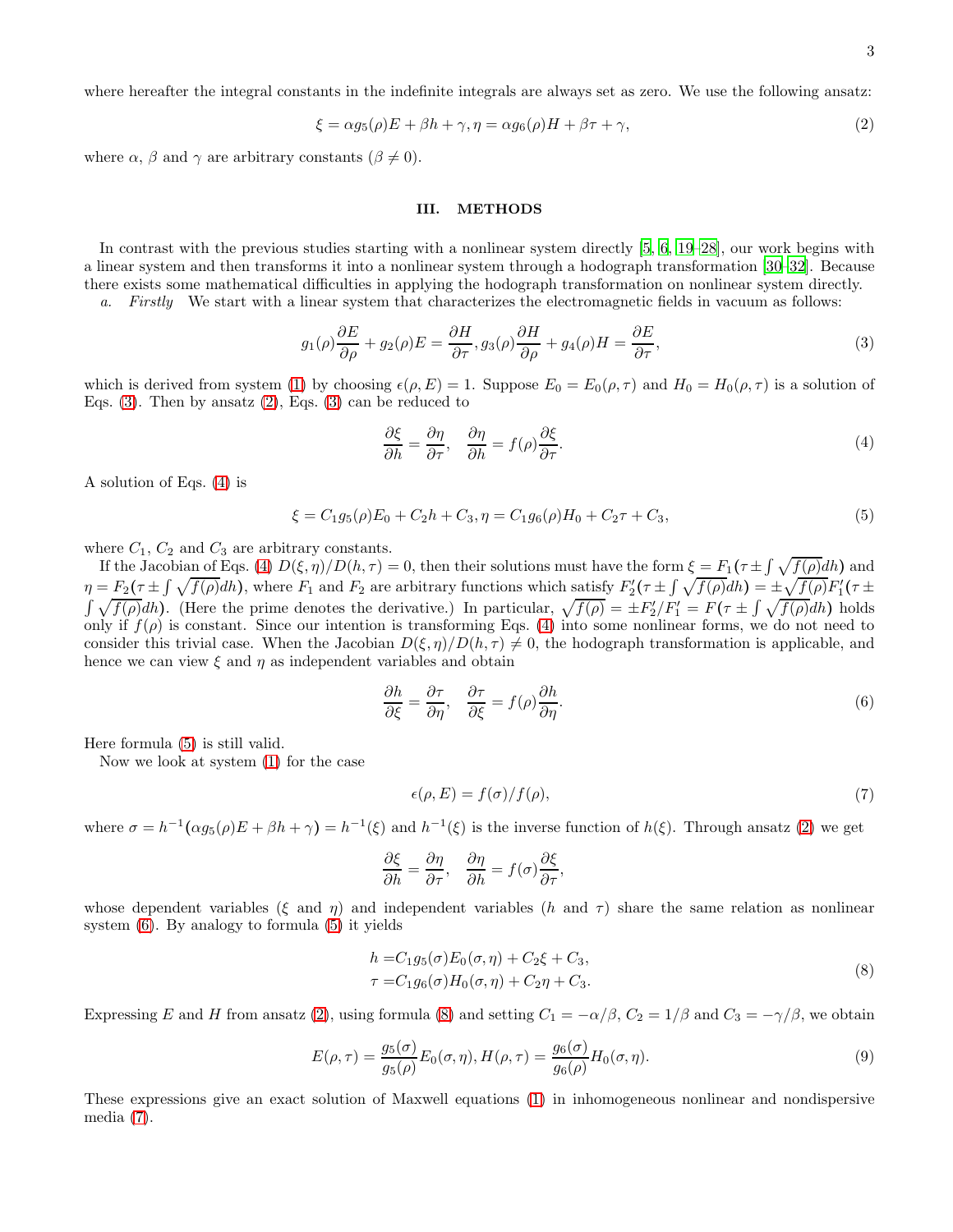where hereafter the integral constants in the indefinite integrals are always set as zero. We use the following ansatz:

$$\xi = \alpha g_5(\rho)E + \beta h + \gamma, \eta = \alpha g_6(\rho)H + \beta\tau + \gamma, \tag{2}$$

where $\alpha$, $\beta$ and $\gamma$ are arbitrary constants ($\beta \neq 0$).

## III. METHODS

In contrast with the previous studies starting with a nonlinear system directly [5, 6, 19–28], our work begins with a linear system and then transforms it into a nonlinear system through a hodograph transformation [30–32]. Because there exists some mathematical difficulties in applying the hodograph transformation on nonlinear system directly.

*a. Firstly* We start with a linear system that characterizes the electromagnetic fields in vacuum as follows:

$$g_1(\rho)\frac{\partial E}{\partial \rho} + g_2(\rho)E = \frac{\partial H}{\partial \tau}, g_3(\rho)\frac{\partial H}{\partial \rho} + g_4(\rho)H = \frac{\partial E}{\partial \tau}, \tag{3}$$

which is derived from system (1) by choosing $\epsilon(\rho, E) = 1$. Suppose $E_0 = E_0(\rho, \tau)$ and $H_0 = H_0(\rho, \tau)$ is a solution of Eqs. (3). Then by ansatz (2), Eqs. (3) can be reduced to

$$\frac{\partial \xi}{\partial h} = \frac{\partial \eta}{\partial \tau}, \quad \frac{\partial \eta}{\partial h} = f(\rho)\frac{\partial \xi}{\partial \tau}. \tag{4}$$

A solution of Eqs. (4) is

$$\xi = C_1 g_5(\rho)E_0 + C_2 h + C_3, \eta = C_1 g_6(\rho)H_0 + C_2\tau + C_3, \tag{5}$$

where $C_1$, $C_2$ and $C_3$ are arbitrary constants.

If the Jacobian of Eqs. (4) $D(\xi, \eta)/D(h, \tau) = 0$, then their solutions must have the form $\xi = F_1(\tau \pm \int \sqrt{f(\rho)}dh)$ and $\eta = F_2(\tau \pm \int \sqrt{f(\rho)}dh)$, where $F_1$ and $F_2$ are arbitrary functions which satisfy $F_2'(\tau \pm \int \sqrt{f(\rho)}dh) = \pm\sqrt{f(\rho)}F_1'(\tau \pm \int \sqrt{f(\rho)}dh)$. (Here the prime denotes the derivative.) In particular, $\sqrt{f(\rho)} = \pm F_2'/F_1' = F(\tau \pm \int \sqrt{f(\rho)}dh)$ holds only if $f(\rho)$ is constant. Since our intention is transforming Eqs. (4) into some nonlinear forms, we do not need to consider this trivial case. When the Jacobian $D(\xi, \eta)/D(h, \tau) \neq 0$, the hodograph transformation is applicable, and hence we can view $\xi$ and $\eta$ as independent variables and obtain

$$\frac{\partial h}{\partial \xi} = \frac{\partial \tau}{\partial \eta}, \quad \frac{\partial \tau}{\partial \xi} = f(\rho)\frac{\partial h}{\partial \eta}. \tag{6}$$

Here formula (5) is still valid.

Now we look at system (1) for the case

$$\epsilon(\rho, E) = f(\sigma)/f(\rho), \tag{7}$$

where $\sigma = h^{-1}(\alpha g_5(\rho)E + \beta h + \gamma) = h^{-1}(\xi)$ and $h^{-1}(\xi)$ is the inverse function of $h(\xi)$. Through ansatz (2) we get

$$\frac{\partial \xi}{\partial h} = \frac{\partial \eta}{\partial \tau}, \quad \frac{\partial \eta}{\partial h} = f(\sigma)\frac{\partial \xi}{\partial \tau},$$

whose dependent variables ($\xi$ and $\eta$) and independent variables ($h$ and $\tau$) share the same relation as nonlinear system (6). By analogy to formula (5) it yields

$$\begin{aligned} h =& C_1 g_5(\sigma)E_0(\sigma, \eta) + C_2\xi + C_3, \\ \tau =& C_1 g_6(\sigma)H_0(\sigma, \eta) + C_2\eta + C_3. \end{aligned} \tag{8}$$

Expressing $E$ and $H$ from ansatz (2), using formula (8) and setting $C_1 = -\alpha/\beta$, $C_2 = 1/\beta$ and $C_3 = -\gamma/\beta$, we obtain

$$E(\rho, \tau) = \frac{g_5(\sigma)}{g_5(\rho)}E_0(\sigma, \eta), H(\rho, \tau) = \frac{g_6(\sigma)}{g_6(\rho)}H_0(\sigma, \eta). \tag{9}$$

These expressions give an exact solution of Maxwell equations (1) in inhomogeneous nonlinear and nondispersive media (7).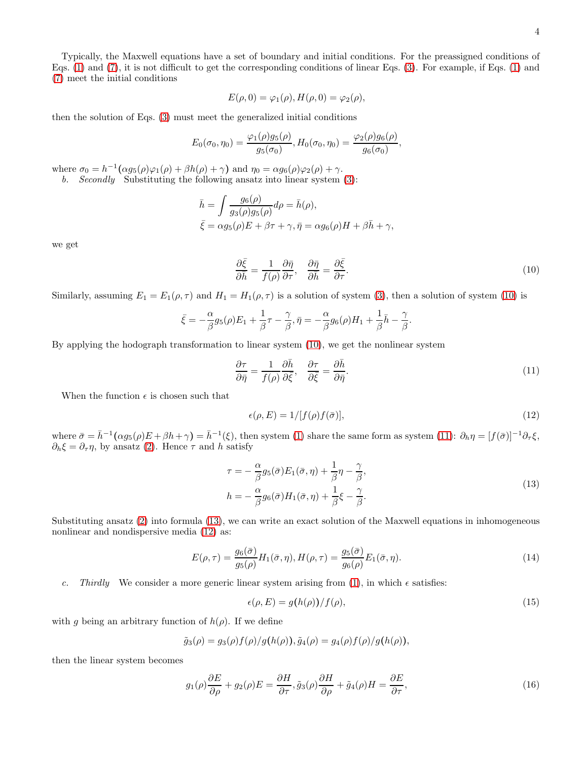Typically, the Maxwell equations have a set of boundary and initial conditions. For the preassigned conditions of Eqs. (1) and (7), it is not difficult to get the corresponding conditions of linear Eqs. (3). For example, if Eqs. (1) and (7) meet the initial conditions

$$E(\rho,0)=\varphi_1(\rho), H(\rho,0)=\varphi_2(\rho),$$

then the solution of Eqs. (3) must meet the generalized initial conditions

$$E_0(\sigma_0,\eta_0)=\frac{\varphi_1(\rho)g_5(\rho)}{g_5(\sigma_0)}, H_0(\sigma_0,\eta_0)=\frac{\varphi_2(\rho)g_6(\rho)}{g_6(\sigma_0)},$$

where $\sigma_0=h^{-1}\big(\alpha g_5(\rho)\varphi_1(\rho)+\beta h(\rho)+\gamma\big)$ and $\eta_0=\alpha g_6(\rho)\varphi_2(\rho)+\gamma$.

*b. Secondly* Substituting the following ansatz into linear system (3):

$$\bar{h}=\int\frac{g_6(\rho)}{g_3(\rho)g_5(\rho)}d\rho=\bar{h}(\rho),$$
$$\bar{\xi}=\alpha g_5(\rho)E+\beta\tau+\gamma, \bar{\eta}=\alpha g_6(\rho)H+\beta\bar{h}+\gamma,$$

we get

$$\frac{\partial\bar{\xi}}{\partial\bar{h}}=\frac{1}{f(\rho)}\frac{\partial\bar{\eta}}{\partial\tau}, \quad \frac{\partial\bar{\eta}}{\partial\bar{h}}=\frac{\partial\bar{\xi}}{\partial\tau}. \tag{10}$$

Similarly, assuming $E_1=E_1(\rho,\tau)$ and $H_1=H_1(\rho,\tau)$ is a solution of system (3), then a solution of system (10) is

$$\bar{\xi}=-\frac{\alpha}{\beta}g_5(\rho)E_1+\frac{1}{\beta}\tau-\frac{\gamma}{\beta}, \bar{\eta}=-\frac{\alpha}{\beta}g_6(\rho)H_1+\frac{1}{\beta}\bar{h}-\frac{\gamma}{\beta}.$$

By applying the hodograph transformation to linear system (10), we get the nonlinear system

$$\frac{\partial\tau}{\partial\bar{\eta}}=\frac{1}{f(\rho)}\frac{\partial\bar{h}}{\partial\bar{\xi}}, \quad \frac{\partial\tau}{\partial\bar{\xi}}=\frac{\partial\bar{h}}{\partial\bar{\eta}}. \tag{11}$$

When the function $\epsilon$ is chosen such that

$$\epsilon(\rho,E)=1/[f(\rho)f(\bar{\sigma})], \tag{12}$$

where $\bar{\sigma}=\bar{h}^{-1}\big(\alpha g_5(\rho)E+\beta h+\gamma\big)=\bar{h}^{-1}(\xi)$, then system (1) share the same form as system (11): $\partial_h\eta=[f(\bar{\sigma})]^{-1}\partial_\tau\xi$, $\partial_h\xi=\partial_\tau\eta$, by ansatz (2). Hence $\tau$ and $h$ satisfy

$$\begin{aligned}\tau&=-\frac{\alpha}{\beta}g_5(\bar{\sigma})E_1(\bar{\sigma},\eta)+\frac{1}{\beta}\eta-\frac{\gamma}{\beta},\\ h&=-\frac{\alpha}{\beta}g_6(\bar{\sigma})H_1(\bar{\sigma},\eta)+\frac{1}{\beta}\xi-\frac{\gamma}{\beta}.\end{aligned} \tag{13}$$

Substituting ansatz (2) into formula (13), we can write an exact solution of the Maxwell equations in inhomogeneous nonlinear and nondispersive media (12) as:

$$E(\rho,\tau)=\frac{g_6(\bar{\sigma})}{g_5(\rho)}H_1(\bar{\sigma},\eta), H(\rho,\tau)=\frac{g_5(\bar{\sigma})}{g_6(\rho)}E_1(\bar{\sigma},\eta). \tag{14}$$

*c. Thirdly* We consider a more generic linear system arising from (1), in which $\epsilon$ satisfies:

$$\epsilon(\rho,E)=g\big(h(\rho)\big)/f(\rho), \tag{15}$$

with $g$ being an arbitrary function of $h(\rho)$. If we define

$$\tilde{g}_3(\rho)=g_3(\rho)f(\rho)/g\big(h(\rho)\big), \tilde{g}_4(\rho)=g_4(\rho)f(\rho)/g\big(h(\rho)\big),$$

then the linear system becomes

$$g_1(\rho)\frac{\partial E}{\partial\rho}+g_2(\rho)E=\frac{\partial H}{\partial\tau}, \tilde{g}_3(\rho)\frac{\partial H}{\partial\rho}+\tilde{g}_4(\rho)H=\frac{\partial E}{\partial\tau}, \tag{16}$$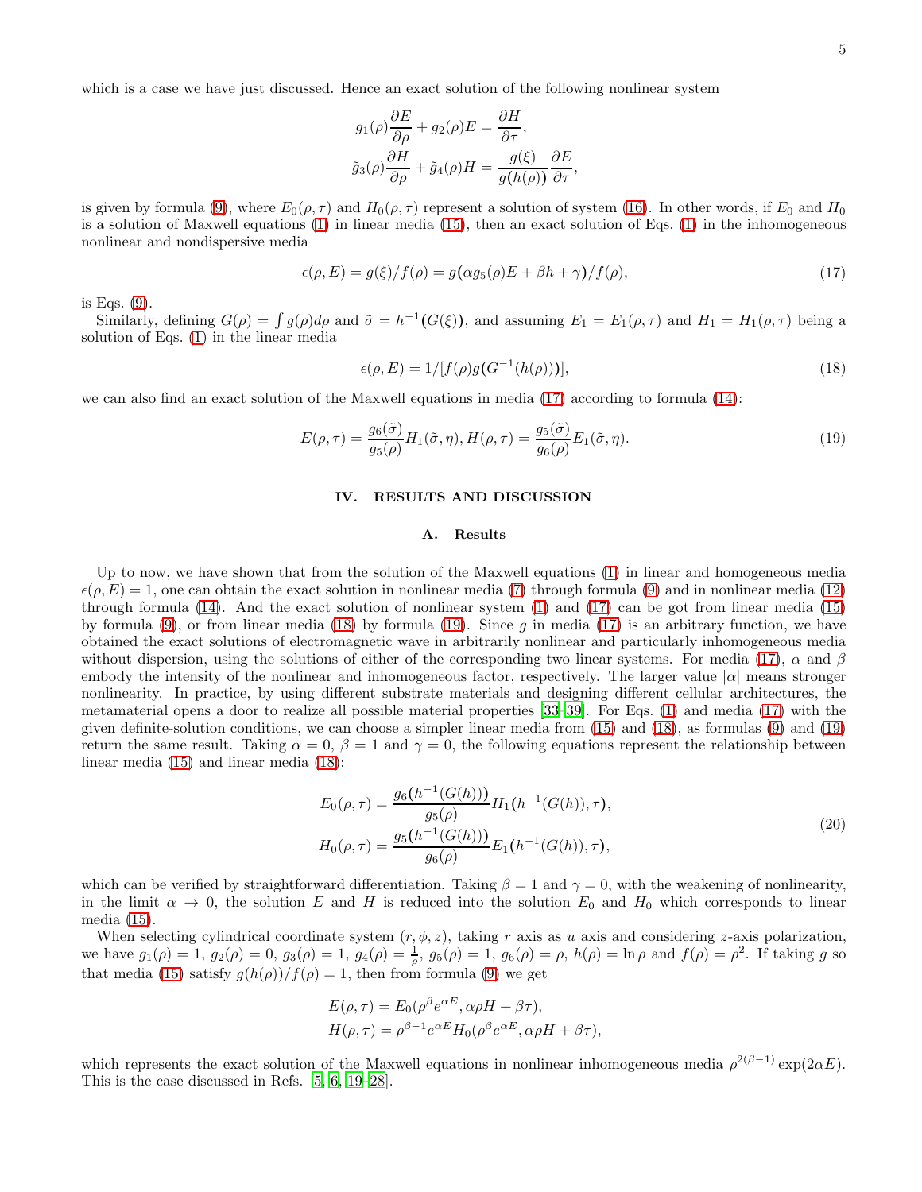which is a case we have just discussed. Hence an exact solution of the following nonlinear system

$$
\begin{aligned}
g_1(\rho)\frac{\partial E}{\partial \rho} + g_2(\rho)E &= \frac{\partial H}{\partial \tau}, \\
\tilde{g}_3(\rho)\frac{\partial H}{\partial \rho} + \tilde{g}_4(\rho)H &= \frac{g(\xi)}{g(h(\rho))}\frac{\partial E}{\partial \tau},
\end{aligned}
$$

is given by formula (9), where $E_0(\rho,\tau)$ and $H_0(\rho,\tau)$ represent a solution of system (16). In other words, if $E_0$ and $H_0$ is a solution of Maxwell equations (1) in linear media (15), then an exact solution of Eqs. (1) in the inhomogeneous nonlinear and nondispersive media

$$
\epsilon(\rho, E) = g(\xi)/f(\rho) = g(\alpha g_5(\rho)E + \beta h + \gamma)/f(\rho), \tag{17}
$$

is Eqs. (9).

Similarly, defining $G(\rho) = \int g(\rho)d\rho$ and $\tilde{\sigma} = h^{-1}(G(\xi))$, and assuming $E_1 = E_1(\rho,\tau)$ and $H_1 = H_1(\rho,\tau)$ being a solution of Eqs. (1) in the linear media

$$
\epsilon(\rho, E) = 1/[f(\rho)g(G^{-1}(h(\rho)))], \tag{18}
$$

we can also find an exact solution of the Maxwell equations in media (17) according to formula (14):

$$
E(\rho,\tau) = \frac{g_6(\tilde{\sigma})}{g_5(\rho)}H_1(\tilde{\sigma},\eta), H(\rho,\tau) = \frac{g_5(\tilde{\sigma})}{g_6(\rho)}E_1(\tilde{\sigma},\eta). \tag{19}
$$

## IV. RESULTS AND DISCUSSION

### A. Results

Up to now, we have shown that from the solution of the Maxwell equations (1) in linear and homogeneous media $\epsilon(\rho, E) = 1$, one can obtain the exact solution in nonlinear media (7) through formula (9) and in nonlinear media (12) through formula (14). And the exact solution of nonlinear system (1) and (17) can be got from linear media (15) by formula (9), or from linear media (18) by formula (19). Since $g$ in media (17) is an arbitrary function, we have obtained the exact solutions of electromagnetic wave in arbitrarily nonlinear and particularly inhomogeneous media without dispersion, using the solutions of either of the corresponding two linear systems. For media (17), $\alpha$ and $\beta$ embody the intensity of the nonlinear and inhomogeneous factor, respectively. The larger value $|\alpha|$ means stronger nonlinearity. In practice, by using different substrate materials and designing different cellular architectures, the metamaterial opens a door to realize all possible material properties [33–39]. For Eqs. (1) and media (17) with the given definite-solution conditions, we can choose a simpler linear media from (15) and (18), as formulas (9) and (19) return the same result. Taking $\alpha = 0$, $\beta = 1$ and $\gamma = 0$, the following equations represent the relationship between linear media (15) and linear media (18):

$$
\begin{aligned}
E_0(\rho,\tau) &= \frac{g_6(h^{-1}(G(h)))}{g_5(\rho)}H_1(h^{-1}(G(h)),\tau), \\
H_0(\rho,\tau) &= \frac{g_5(h^{-1}(G(h)))}{g_6(\rho)}E_1(h^{-1}(G(h)),\tau),
\end{aligned} \tag{20}
$$

which can be verified by straightforward differentiation. Taking $\beta = 1$ and $\gamma = 0$, with the weakening of nonlinearity, in the limit $\alpha \to 0$, the solution $E$ and $H$ is reduced into the solution $E_0$ and $H_0$ which corresponds to linear media (15).

When selecting cylindrical coordinate system $(r, \phi, z)$, taking $r$ axis as $u$ axis and considering $z$-axis polarization, we have $g_1(\rho) = 1$, $g_2(\rho) = 0$, $g_3(\rho) = 1$, $g_4(\rho) = \frac{1}{\rho}$, $g_5(\rho) = 1$, $g_6(\rho) = \rho$, $h(\rho) = \ln \rho$ and $f(\rho) = \rho^2$. If taking $g$ so that media (15) satisfy $g(h(\rho))/f(\rho) = 1$, then from formula (9) we get

$$
\begin{aligned}
E(\rho,\tau) &= E_0(\rho^{\beta}e^{\alpha E}, \alpha\rho H + \beta\tau), \\
H(\rho,\tau) &= \rho^{\beta-1}e^{\alpha E}H_0(\rho^{\beta}e^{\alpha E}, \alpha\rho H + \beta\tau),
\end{aligned}
$$

which represents the exact solution of the Maxwell equations in nonlinear inhomogeneous media $\rho^{2(\beta-1)}\exp(2\alpha E)$. This is the case discussed in Refs. [5, 6, 19–28].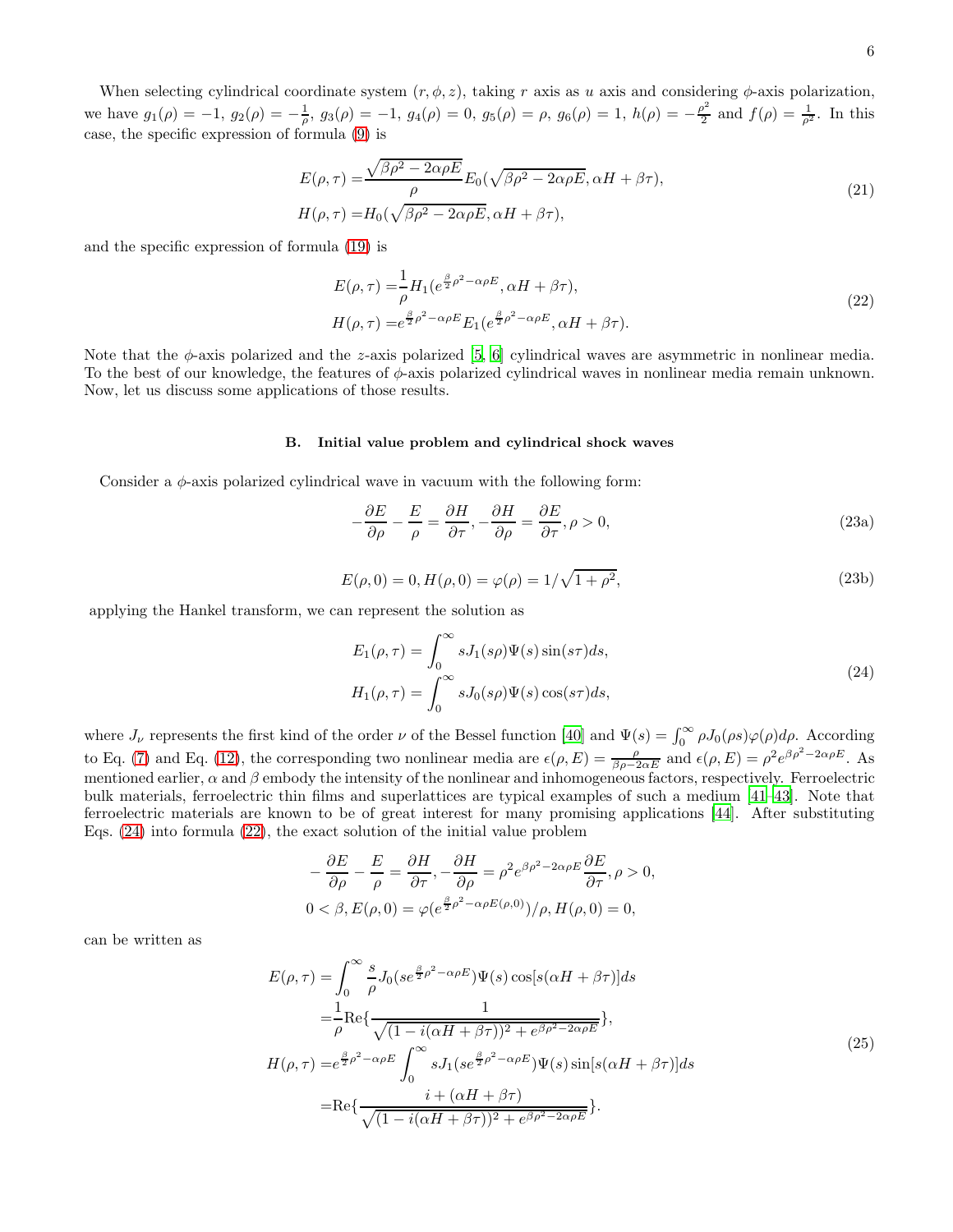When selecting cylindrical coordinate system $(r, \phi, z)$, taking $r$ axis as $u$ axis and considering $\phi$-axis polarization, we have $g_1(\rho) = -1$, $g_2(\rho) = -\frac{1}{\rho}$, $g_3(\rho) = -1$, $g_4(\rho) = 0$, $g_5(\rho) = \rho$, $g_6(\rho) = 1$, $h(\rho) = -\frac{\rho^2}{2}$ and $f(\rho) = \frac{1}{\rho^2}$. In this case, the specific expression of formula (9) is

$$
\begin{aligned}
E(\rho,\tau) =& \frac{\sqrt{\beta\rho^2 - 2\alpha\rho E}}{\rho} E_0(\sqrt{\beta\rho^2 - 2\alpha\rho E}, \alpha H + \beta\tau), \\
H(\rho,\tau) =& H_0(\sqrt{\beta\rho^2 - 2\alpha\rho E}, \alpha H + \beta\tau),
\end{aligned}
\tag{21}
$$

and the specific expression of formula (19) is

$$
\begin{aligned}
E(\rho,\tau) =& \frac{1}{\rho} H_1(e^{\frac{\beta}{2}\rho^2 - \alpha\rho E}, \alpha H + \beta\tau), \\
H(\rho,\tau) =& e^{\frac{\beta}{2}\rho^2 - \alpha\rho E} E_1(e^{\frac{\beta}{2}\rho^2 - \alpha\rho E}, \alpha H + \beta\tau).
\end{aligned}
\tag{22}
$$

Note that the $\phi$-axis polarized and the $z$-axis polarized [5, 6] cylindrical waves are asymmetric in nonlinear media. To the best of our knowledge, the features of $\phi$-axis polarized cylindrical waves in nonlinear media remain unknown. Now, let us discuss some applications of those results.

### B. Initial value problem and cylindrical shock waves

Consider a $\phi$-axis polarized cylindrical wave in vacuum with the following form:

$$
-\frac{\partial E}{\partial \rho} - \frac{E}{\rho} = \frac{\partial H}{\partial \tau}, -\frac{\partial H}{\partial \rho} = \frac{\partial E}{\partial \tau}, \rho > 0,
\tag{23a}
$$

$$
E(\rho, 0) = 0, H(\rho, 0) = \varphi(\rho) = 1/\sqrt{1+\rho^2},
\tag{23b}
$$

applying the Hankel transform, we can represent the solution as

$$
\begin{aligned}
E_1(\rho,\tau) =& \int_0^\infty s J_1(s\rho)\Psi(s)\sin(s\tau) ds, \\
H_1(\rho,\tau) =& \int_0^\infty s J_0(s\rho)\Psi(s)\cos(s\tau) ds,
\end{aligned}
\tag{24}
$$

where $J_\nu$ represents the first kind of the order $\nu$ of the Bessel function [40] and $\Psi(s) = \int_0^\infty \rho J_0(\rho s)\varphi(\rho) d\rho$. According to Eq. (7) and Eq. (12), the corresponding two nonlinear media are $\epsilon(\rho, E) = \frac{\rho}{\beta\rho - 2\alpha E}$ and $\epsilon(\rho, E) = \rho^2 e^{\beta\rho^2 - 2\alpha\rho E}$. As mentioned earlier, $\alpha$ and $\beta$ embody the intensity of the nonlinear and inhomogeneous factors, respectively. Ferroelectric bulk materials, ferroelectric thin films and superlattices are typical examples of such a medium [41–43]. Note that ferroelectric materials are known to be of great interest for many promising applications [44]. After substituting Eqs. (24) into formula (22), the exact solution of the initial value problem

$$
\begin{aligned}
-\frac{\partial E}{\partial \rho} - \frac{E}{\rho} = \frac{\partial H}{\partial \tau}, -\frac{\partial H}{\partial \rho} = \rho^2 e^{\beta\rho^2 - 2\alpha\rho E}\frac{\partial E}{\partial \tau}, \rho > 0, \\
0 < \beta, E(\rho, 0) = \varphi(e^{\frac{\beta}{2}\rho^2 - \alpha\rho E(\rho,0)})/\rho, H(\rho, 0) = 0,
\end{aligned}
$$

can be written as

$$
\begin{aligned}
E(\rho,\tau) =& \int_0^\infty \frac{s}{\rho} J_0(s e^{\frac{\beta}{2}\rho^2 - \alpha\rho E})\Psi(s)\cos[s(\alpha H + \beta\tau)] ds \\
=& \frac{1}{\rho}\mathrm{Re}\{\frac{1}{\sqrt{(1 - i(\alpha H + \beta\tau))^2 + e^{\beta\rho^2 - 2\alpha\rho E}}}\}, \\
H(\rho,\tau) =& e^{\frac{\beta}{2}\rho^2 - \alpha\rho E}\int_0^\infty s J_1(s e^{\frac{\beta}{2}\rho^2 - \alpha\rho E})\Psi(s)\sin[s(\alpha H + \beta\tau)] ds \\
=& \mathrm{Re}\{\frac{i + (\alpha H + \beta\tau)}{\sqrt{(1 - i(\alpha H + \beta\tau))^2 + e^{\beta\rho^2 - 2\alpha\rho E}}}\}.
\end{aligned}
\tag{25}
$$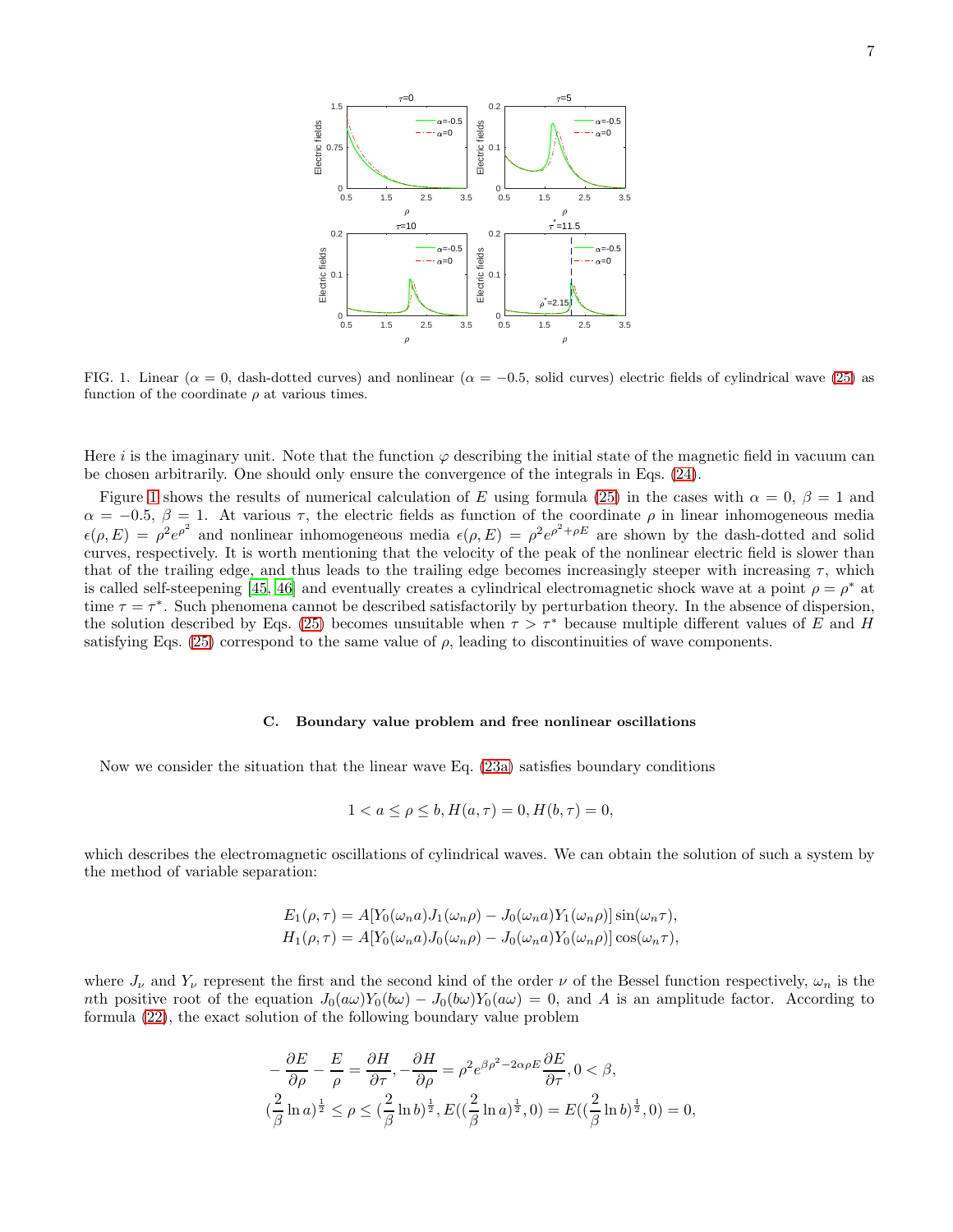FIG. 1. Linear ($\alpha = 0$, dash-dotted curves) and nonlinear ($\alpha = -0.5$, solid curves) electric fields of cylindrical wave (25) as function of the coordinate $\rho$ at various times.

Here $i$ is the imaginary unit. Note that the function $\varphi$ describing the initial state of the magnetic field in vacuum can be chosen arbitrarily. One should only ensure the convergence of the integrals in Eqs. (24).

Figure 1 shows the results of numerical calculation of $E$ using formula (25) in the cases with $\alpha = 0$, $\beta = 1$ and $\alpha = -0.5$, $\beta = 1$. At various $\tau$, the electric fields as function of the coordinate $\rho$ in linear inhomogeneous media $\epsilon(\rho, E) = \rho^2 e^{\rho^2}$ and nonlinear inhomogeneous media $\epsilon(\rho, E) = \rho^2 e^{\rho^2 + \rho E}$ are shown by the dash-dotted and solid curves, respectively. It is worth mentioning that the velocity of the peak of the nonlinear electric field is slower than that of the trailing edge, and thus leads to the trailing edge becomes increasingly steeper with increasing $\tau$, which is called self-steepening [45, 46] and eventually creates a cylindrical electromagnetic shock wave at a point $\rho = \rho^*$ at time $\tau = \tau^*$. Such phenomena cannot be described satisfactorily by perturbation theory. In the absence of dispersion, the solution described by Eqs. (25) becomes unsuitable when $\tau > \tau^*$ because multiple different values of $E$ and $H$ satisfying Eqs. (25) correspond to the same value of $\rho$, leading to discontinuities of wave components.

### C. Boundary value problem and free nonlinear oscillations

Now we consider the situation that the linear wave Eq. (23a) satisfies boundary conditions

$$1 < a \leq \rho \leq b, H(a, \tau) = 0, H(b, \tau) = 0,$$

which describes the electromagnetic oscillations of cylindrical waves. We can obtain the solution of such a system by the method of variable separation:

$$E_1(\rho, \tau) = A[Y_0(\omega_n a)J_1(\omega_n \rho) - J_0(\omega_n a)Y_1(\omega_n \rho)]\sin(\omega_n \tau),$$
$$H_1(\rho, \tau) = A[Y_0(\omega_n a)J_0(\omega_n \rho) - J_0(\omega_n a)Y_0(\omega_n \rho)]\cos(\omega_n \tau),$$

where $J_\nu$ and $Y_\nu$ represent the first and the second kind of the order $\nu$ of the Bessel function respectively, $\omega_n$ is the $n$th positive root of the equation $J_0(a\omega)Y_0(b\omega) - J_0(b\omega)Y_0(a\omega) = 0$, and $A$ is an amplitude factor. According to formula (22), the exact solution of the following boundary value problem

$$-\frac{\partial E}{\partial \rho} - \frac{E}{\rho} = \frac{\partial H}{\partial \tau}, -\frac{\partial H}{\partial \rho} = \rho^2 e^{\beta\rho^2 - 2\alpha\rho E}\frac{\partial E}{\partial \tau}, 0 < \beta,$$
$$(\frac{2}{\beta}\ln a)^{\frac{1}{2}} \leq \rho \leq (\frac{2}{\beta}\ln b)^{\frac{1}{2}}, E((\frac{2}{\beta}\ln a)^{\frac{1}{2}}, 0) = E((\frac{2}{\beta}\ln b)^{\frac{1}{2}}, 0) = 0,$$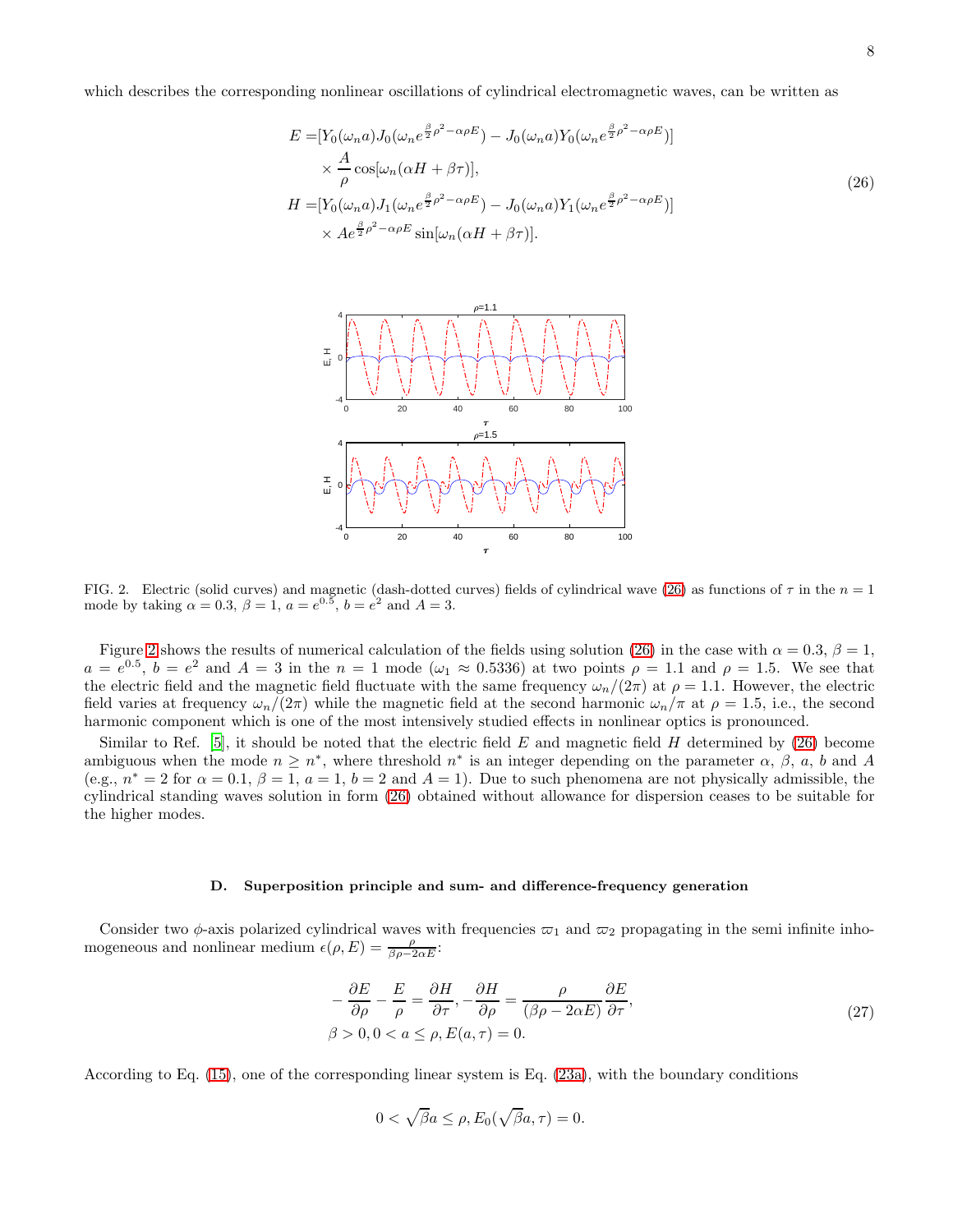which describes the corresponding nonlinear oscillations of cylindrical electromagnetic waves, can be written as

$$
\begin{aligned}
E =&[Y_0(\omega_n a)J_0(\omega_n e^{\frac{\beta}{2}\rho^2-\alpha\rho E}) - J_0(\omega_n a)Y_0(\omega_n e^{\frac{\beta}{2}\rho^2-\alpha\rho E})] \\
&\times \frac{A}{\rho}\cos[\omega_n(\alpha H + \beta\tau)], \\
H =&[Y_0(\omega_n a)J_1(\omega_n e^{\frac{\beta}{2}\rho^2-\alpha\rho E}) - J_0(\omega_n a)Y_1(\omega_n e^{\frac{\beta}{2}\rho^2-\alpha\rho E})] \\
&\times Ae^{\frac{\beta}{2}\rho^2-\alpha\rho E}\sin[\omega_n(\alpha H + \beta\tau)].
\end{aligned}
\tag{26}
$$

FIG. 2. Electric (solid curves) and magnetic (dash-dotted curves) fields of cylindrical wave (26) as functions of $\tau$ in the $n = 1$ mode by taking $\alpha = 0.3$, $\beta = 1$, $a = e^{0.5}$, $b = e^2$ and $A = 3$.

Figure 2 shows the results of numerical calculation of the fields using solution (26) in the case with $\alpha = 0.3$, $\beta = 1$, $a = e^{0.5}$, $b = e^2$ and $A = 3$ in the $n = 1$ mode ($\omega_1 \approx 0.5336$) at two points $\rho = 1.1$ and $\rho = 1.5$. We see that the electric field and the magnetic field fluctuate with the same frequency $\omega_n/(2\pi)$ at $\rho = 1.1$. However, the electric field varies at frequency $\omega_n/(2\pi)$ while the magnetic field at the second harmonic $\omega_n/\pi$ at $\rho = 1.5$, i.e., the second harmonic component which is one of the most intensively studied effects in nonlinear optics is pronounced.

Similar to Ref. [5], it should be noted that the electric field $E$ and magnetic field $H$ determined by (26) become ambiguous when the mode $n \geq n^*$, where threshold $n^*$ is an integer depending on the parameter $\alpha$, $\beta$, $a$, $b$ and $A$ (e.g., $n^* = 2$ for $\alpha = 0.1$, $\beta = 1$, $a = 1$, $b = 2$ and $A = 1$). Due to such phenomena are not physically admissible, the cylindrical standing waves solution in form (26) obtained without allowance for dispersion ceases to be suitable for the higher modes.

### D. Superposition principle and sum- and difference-frequency generation

Consider two $\phi$-axis polarized cylindrical waves with frequencies $\varpi_1$ and $\varpi_2$ propagating in the semi infinite inhomogeneous and nonlinear medium $\epsilon(\rho, E) = \frac{\rho}{\beta\rho - 2\alpha E}$:

$$
\begin{aligned}
&-\frac{\partial E}{\partial \rho} - \frac{E}{\rho} = \frac{\partial H}{\partial \tau}, -\frac{\partial H}{\partial \rho} = \frac{\rho}{(\beta\rho - 2\alpha E)}\frac{\partial E}{\partial \tau}, \\
&\beta > 0, 0 < a \leq \rho, E(a, \tau) = 0.
\end{aligned}
\tag{27}
$$

According to Eq. (15), one of the corresponding linear system is Eq. (23a), with the boundary conditions

$$
0 < \sqrt{\beta}a \leq \rho, E_0(\sqrt{\beta}a, \tau) = 0.
$$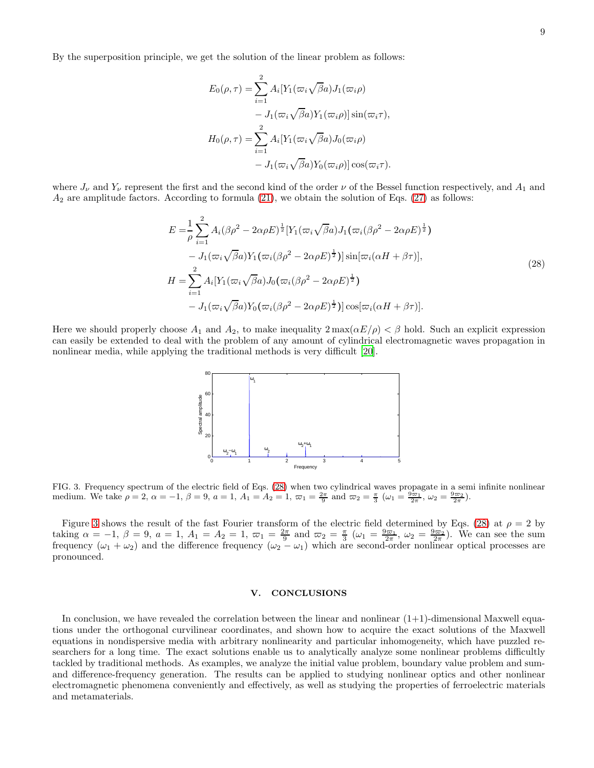By the superposition principle, we get the solution of the linear problem as follows:

$$
\begin{aligned}
E_0(\rho,\tau) =& \sum_{i=1}^{2} A_i[Y_1(\varpi_i\sqrt{\beta}a)J_1(\varpi_i\rho) \\
&- J_1(\varpi_i\sqrt{\beta}a)Y_1(\varpi_i\rho)]\sin(\varpi_i\tau), \\
H_0(\rho,\tau) =& \sum_{i=1}^{2} A_i[Y_1(\varpi_i\sqrt{\beta}a)J_0(\varpi_i\rho) \\
&- J_1(\varpi_i\sqrt{\beta}a)Y_0(\varpi_i\rho)]\cos(\varpi_i\tau).
\end{aligned}
$$

where $J_\nu$ and $Y_\nu$ represent the first and the second kind of the order $\nu$ of the Bessel function respectively, and $A_1$ and $A_2$ are amplitude factors. According to formula (21), we obtain the solution of Eqs. (27) as follows:

$$
\begin{aligned}
E =& \frac{1}{\rho}\sum_{i=1}^{2} A_i(\beta\rho^2 - 2\alpha\rho E)^{\frac{1}{2}}[Y_1(\varpi_i\sqrt{\beta}a)J_1(\varpi_i(\beta\rho^2 - 2\alpha\rho E)^{\frac{1}{2}}) \\
&- J_1(\varpi_i\sqrt{\beta}a)Y_1(\varpi_i(\beta\rho^2 - 2\alpha\rho E)^{\frac{1}{2}})]\sin[\varpi_i(\alpha H + \beta\tau)], \\
H =& \sum_{i=1}^{2} A_i[Y_1(\varpi_i\sqrt{\beta}a)J_0(\varpi_i(\beta\rho^2 - 2\alpha\rho E)^{\frac{1}{2}}) \\
&- J_1(\varpi_i\sqrt{\beta}a)Y_0(\varpi_i(\beta\rho^2 - 2\alpha\rho E)^{\frac{1}{2}})]\cos[\varpi_i(\alpha H + \beta\tau)].
\end{aligned}
\tag{28}
$$

Here we should properly choose $A_1$ and $A_2$, to make inequality $2\max(\alpha E/\rho) < \beta$ hold. Such an explicit expression can easily be extended to deal with the problem of any amount of cylindrical electromagnetic waves propagation in nonlinear media, while applying the traditional methods is very difficult [20].

FIG. 3. Frequency spectrum of the electric field of Eqs. (28) when two cylindrical waves propagate in a semi infinite nonlinear medium. We take $\rho = 2$, $\alpha = -1$, $\beta = 9$, $a = 1$, $A_1 = A_2 = 1$, $\varpi_1 = \frac{2\pi}{9}$ and $\varpi_2 = \frac{\pi}{3}$ ($\omega_1 = \frac{9\varpi_1}{2\pi}$, $\omega_2 = \frac{9\varpi_2}{2\pi}$).

Figure 3 shows the result of the fast Fourier transform of the electric field determined by Eqs. (28) at $\rho = 2$ by taking $\alpha = -1$, $\beta = 9$, $a = 1$, $A_1 = A_2 = 1$, $\varpi_1 = \frac{2\pi}{9}$ and $\varpi_2 = \frac{\pi}{3}$ ($\omega_1 = \frac{9\varpi_1}{2\pi}$, $\omega_2 = \frac{9\varpi_2}{2\pi}$). We can see the sum frequency ($\omega_1 + \omega_2$) and the difference frequency ($\omega_2 - \omega_1$) which are second-order nonlinear optical processes are pronounced.

## V. CONCLUSIONS

In conclusion, we have revealed the correlation between the linear and nonlinear (1+1)-dimensional Maxwell equations under the orthogonal curvilinear coordinates, and shown how to acquire the exact solutions of the Maxwell equations in nondispersive media with arbitrary nonlinearity and particular inhomogeneity, which have puzzled researchers for a long time. The exact solutions enable us to analytically analyze some nonlinear problems difficultly tackled by traditional methods. As examples, we analyze the initial value problem, boundary value problem and sum- and difference-frequency generation. The results can be applied to studying nonlinear optics and other nonlinear electromagnetic phenomena conveniently and effectively, as well as studying the properties of ferroelectric materials and metamaterials.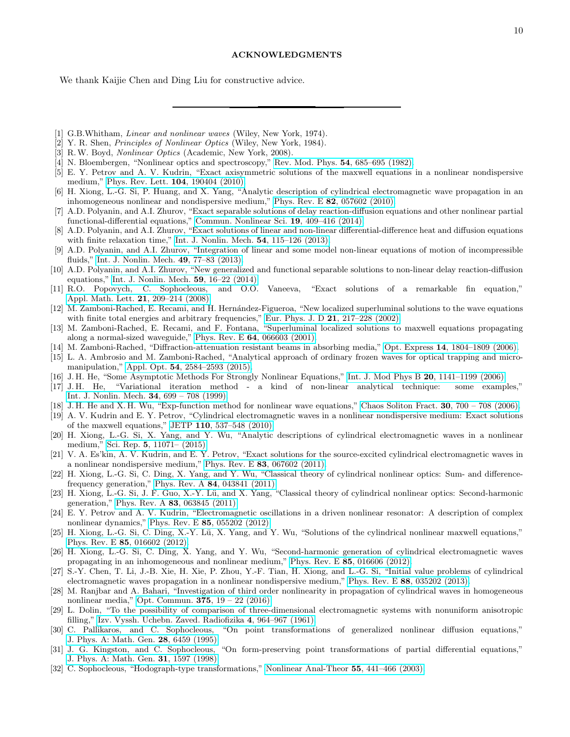## ACKNOWLEDGMENTS

We thank Kaijie Chen and Ding Liu for constructive advice.

---

[1] G.B.Whitham, *Linear and nonlinear waves* (Wiley, New York, 1974).

[2] Y. R. Shen, *Principles of Nonlinear Optics* (Wiley, New York, 1984).

[3] R. W. Boyd, *Nonlinear Optics* (Academic, New York, 2008).

[4] N. Bloembergen, "Nonlinear optics and spectroscopy," Rev. Mod. Phys. **54**, 685–695 (1982).

[5] E. Y. Petrov and A. V. Kudrin, "Exact axisymmetric solutions of the maxwell equations in a nonlinear nondispersive medium," Phys. Rev. Lett. **104**, 190404 (2010).

[6] H. Xiong, L.-G. Si, P. Huang, and X. Yang, "Analytic description of cylindrical electromagnetic wave propagation in an inhomogeneous nonlinear and nondispersive medium," Phys. Rev. E **82**, 057602 (2010).

[7] A.D. Polyanin, and A.I. Zhurov, "Exact separable solutions of delay reaction-diffusion equations and other nonlinear partial functional-differential equations," Commun. Nonlinear Sci. **19**, 409–416 (2014).

[8] A.D. Polyanin, and A.I. Zhurov, "Exact solutions of linear and non-linear differential-difference heat and diffusion equations with finite relaxation time," Int. J. Nonlin. Mech. **54**, 115–126 (2013).

[9] A.D. Polyanin, and A.I. Zhurov, "Integration of linear and some model non-linear equations of motion of incompressible fluids," Int. J. Nonlin. Mech. **49**, 77–83 (2013).

[10] A.D. Polyanin, and A.I. Zhurov, "New generalized and functional separable solutions to non-linear delay reaction-diffusion equations," Int. J. Nonlin. Mech. **59**, 16–22 (2014).

[11] R.O. Popovych, C. Sophocleous, and O.O. Vaneeva, "Exact solutions of a remarkable fin equation," Appl. Math. Lett. **21**, 209–214 (2008).

[12] M. Zamboni-Rached, E. Recami, and H. Hernández-Figueroa, "New localized superluminal solutions to the wave equations with finite total energies and arbitrary frequencies," Eur. Phys. J. D **21**, 217–228 (2002).

[13] M. Zamboni-Rached, E. Recami, and F. Fontana, "Superluminal localized solutions to maxwell equations propagating along a normal-sized waveguide," Phys. Rev. E **64**, 066603 (2001).

[14] M. Zamboni-Rached, "Diffraction-attenuation resistant beams in absorbing media," Opt. Express **14**, 1804–1809 (2006).

[15] L. A. Ambrosio and M. Zamboni-Rached, "Analytical approach of ordinary frozen waves for optical trapping and micro-manipulation," Appl. Opt. **54**, 2584–2593 (2015).

[16] J. H. He, "Some Asymptotic Methods For Strongly Nonlinear Equations," Int. J. Mod Phys B **20**, 1141–1199 (2006).

[17] J. H. He, "Variational iteration method - a kind of non-linear analytical technique: some examples," Int. J. Nonlin. Mech. **34**, 699 – 708 (1999).

[18] J. H. He and X. H. Wu, "Exp-function method for nonlinear wave equations," Chaos Soliton Fract. **30**, 700 – 708 (2006).

[19] A. V. Kudrin and E. Y. Petrov, "Cylindrical electromagnetic waves in a nonlinear nondispersive medium: Exact solutions of the maxwell equations," JETP **110**, 537–548 (2010).

[20] H. Xiong, L.-G. Si, X. Yang, and Y. Wu, "Analytic descriptions of cylindrical electromagnetic waves in a nonlinear medium," Sci. Rep. **5**, 11071– (2015).

[21] V. A. Es'kin, A. V. Kudrin, and E. Y. Petrov, "Exact solutions for the source-excited cylindrical electromagnetic waves in a nonlinear nondispersive medium," Phys. Rev. E **83**, 067602 (2011).

[22] H. Xiong, L.-G. Si, C. Ding, X. Yang, and Y. Wu, "Classical theory of cylindrical nonlinear optics: Sum- and difference-frequency generation," Phys. Rev. A **84**, 043841 (2011).

[23] H. Xiong, L.-G. Si, J. F. Guo, X.-Y. Lü, and X. Yang, "Classical theory of cylindrical nonlinear optics: Second-harmonic generation," Phys. Rev. A **83**, 063845 (2011).

[24] E. Y. Petrov and A. V. Kudrin, "Electromagnetic oscillations in a driven nonlinear resonator: A description of complex nonlinear dynamics," Phys. Rev. E **85**, 055202 (2012).

[25] H. Xiong, L.-G. Si, C. Ding, X.-Y. Lü, X. Yang, and Y. Wu, "Solutions of the cylindrical nonlinear maxwell equations," Phys. Rev. E **85**, 016602 (2012).

[26] H. Xiong, L.-G. Si, C. Ding, X. Yang, and Y. Wu, "Second-harmonic generation of cylindrical electromagnetic waves propagating in an inhomogeneous and nonlinear medium," Phys. Rev. E **85**, 016606 (2012).

[27] S.-Y. Chen, T. Li, J.-B. Xie, H. Xie, P. Zhou, Y.-F. Tian, H. Xiong, and L.-G. Si, "Initial value problems of cylindrical electromagnetic waves propagation in a nonlinear nondispersive medium," Phys. Rev. E **88**, 035202 (2013).

[28] M. Ranjbar and A. Bahari, "Investigation of third order nonlinearity in propagation of cylindrical waves in homogeneous nonlinear media," Opt. Commun. **375**, 19 – 22 (2016).

[29] L. Dolin, "To the possibility of comparison of three-dimensional electromagnetic systems with nonuniform anisotropic filling," Izv. Vyssh. Uchebn. Zaved. Radiofizika **4**, 964–967 (1961).

[30] C. Pallikaros, and C. Sophocleous, "On point transformations of generalized nonlinear diffusion equations," J. Phys. A: Math. Gen. **28**, 6459 (1995).

[31] J. G. Kingston, and C. Sophocleous, "On form-preserving point transformations of partial differential equations," J. Phys. A: Math. Gen. **31**, 1597 (1998).

[32] C. Sophocleous, "Hodograph-type transformations," Nonlinear Anal-Theor **55**, 441–466 (2003).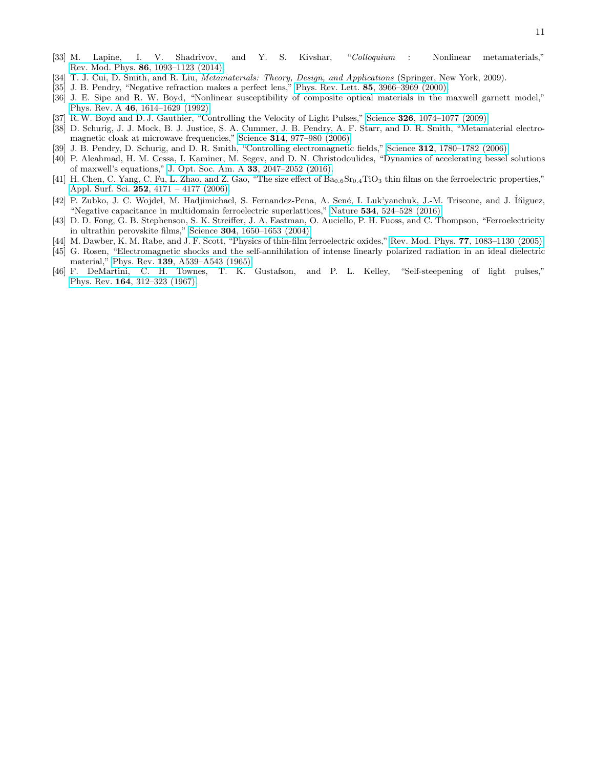[33] M. Lapine, I. V. Shadrivov, and Y. S. Kivshar, "*Colloquium* : Nonlinear metamaterials," Rev. Mod. Phys. **86**, 1093–1123 (2014).

[34] T. J. Cui, D. Smith, and R. Liu, *Metamaterials: Theory, Design, and Applications* (Springer, New York, 2009).

[35] J. B. Pendry, "Negative refraction makes a perfect lens," Phys. Rev. Lett. **85**, 3966–3969 (2000).

[36] J. E. Sipe and R. W. Boyd, "Nonlinear susceptibility of composite optical materials in the maxwell garnett model," Phys. Rev. A **46**, 1614–1629 (1992).

[37] R.W. Boyd and D. J. Gauthier, "Controlling the Velocity of Light Pulses," Science **326**, 1074–1077 (2009).

[38] D. Schurig, J. J. Mock, B. J. Justice, S. A. Cummer, J. B. Pendry, A. F. Starr, and D. R. Smith, "Metamaterial electromagnetic cloak at microwave frequencies," Science **314**, 977–980 (2006).

[39] J. B. Pendry, D. Schurig, and D. R. Smith, "Controlling electromagnetic fields," Science **312**, 1780–1782 (2006).

[40] P. Aleahmad, H. M. Cessa, I. Kaminer, M. Segev, and D. N. Christodoulides, "Dynamics of accelerating bessel solutions of maxwell's equations," J. Opt. Soc. Am. A **33**, 2047–2052 (2016).

[41] H. Chen, C. Yang, C. Fu, L. Zhao, and Z. Gao, "The size effect of $Ba_{0.6}Sr_{0.4}TiO_3$ thin films on the ferroelectric properties," Appl. Surf. Sci. **252**, 4171 – 4177 (2006).

[42] P. Zubko, J. C. Wojdeł, M. Hadjimichael, S. Fernandez-Pena, A. Sené, I. Luk'yanchuk, J.-M. Triscone, and J. Íñiguez, "Negative capacitance in multidomain ferroelectric superlattices," Nature **534**, 524–528 (2016).

[43] D. D. Fong, G. B. Stephenson, S. K. Streiffer, J. A. Eastman, O. Auciello, P. H. Fuoss, and C. Thompson, "Ferroelectricity in ultrathin perovskite films," Science **304**, 1650–1653 (2004).

[44] M. Dawber, K. M. Rabe, and J. F. Scott, "Physics of thin-film ferroelectric oxides," Rev. Mod. Phys. **77**, 1083–1130 (2005).

[45] G. Rosen, "Electromagnetic shocks and the self-annihilation of intense linearly polarized radiation in an ideal dielectric material," Phys. Rev. **139**, A539–A543 (1965).

[46] F. DeMartini, C. H. Townes, T. K. Gustafson, and P. L. Kelley, "Self-steepening of light pulses," Phys. Rev. **164**, 312–323 (1967).